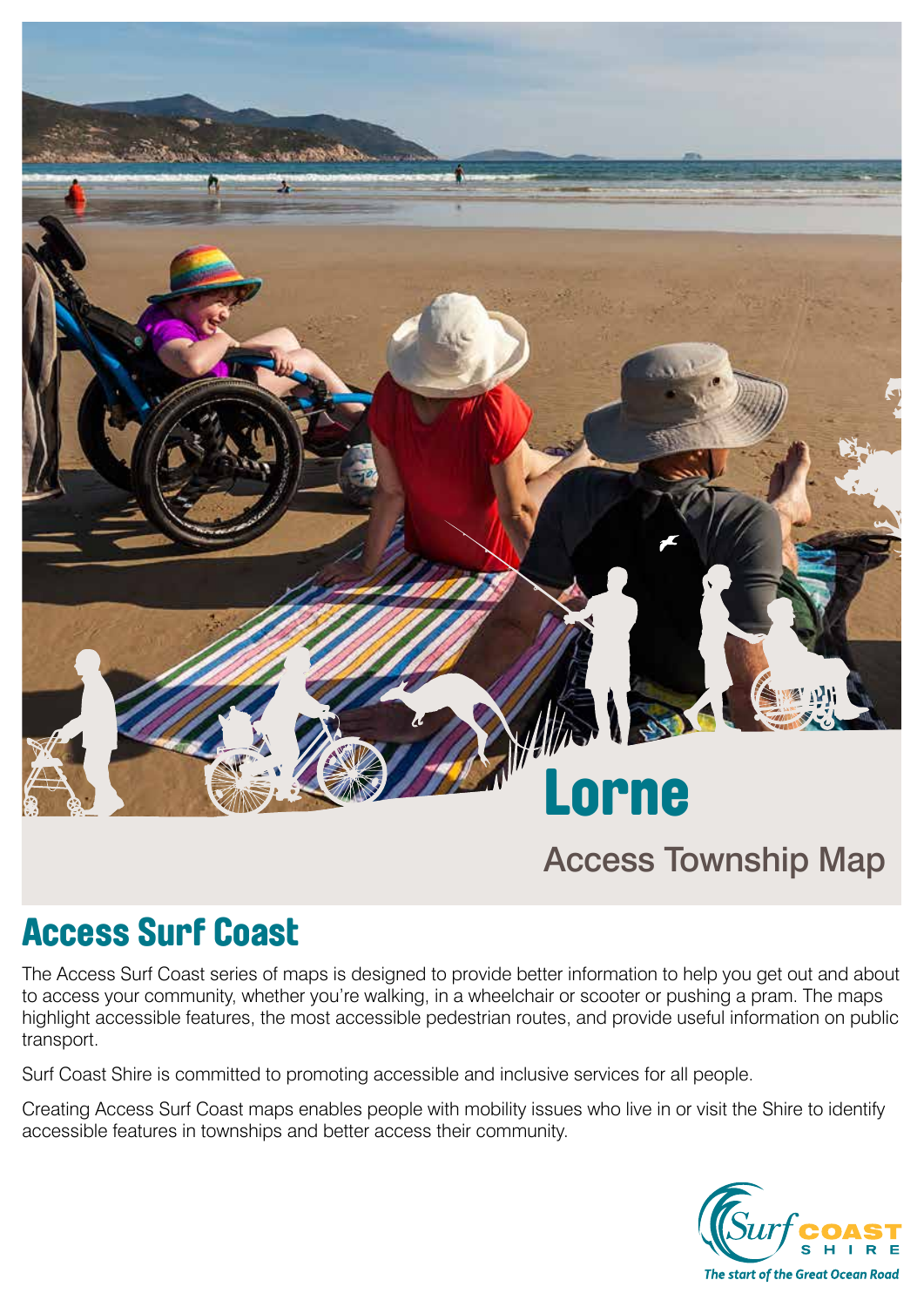# Lorne

## Access Township Map

## Access Surf Coast

The Access Surf Coast series of maps is designed to provide better information to help you get out and about to access your community, whether you're walking, in a wheelchair or scooter or pushing a pram. The maps highlight accessible features, the most accessible pedestrian routes, and provide useful information on public transport.

Surf Coast Shire is committed to promoting accessible and inclusive services for all people.

Creating Access Surf Coast maps enables people with mobility issues who live in or visit the Shire to identify accessible features in townships and better access their community.

Surf COAST SHIRE

*The start of the Great Ocean Road*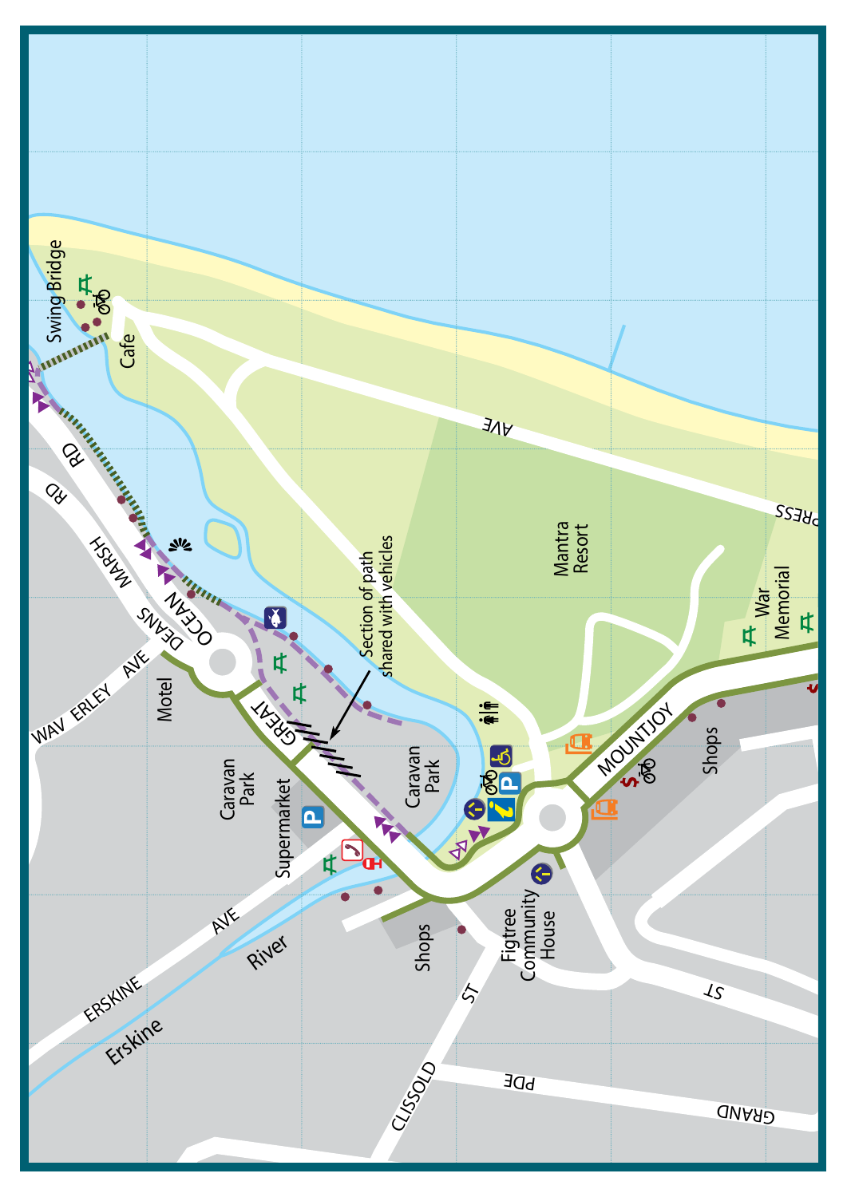Swing Bridge

Cafe

AVE

PRESS

Mantra Resort

War Memorial

Section of path shared with vehicles

RD

RD

MARSH

DEANS

OCEAN

GREAT

WAV ERLEY AVE

Motel

Caravan Park

Supermarket

Caravan Park

MOUNTJOY

Shops

ERSKINE AVE

River

Erskine

Shops

Figtree Community House

ST

CLISSOLD ST

PDE

GRAND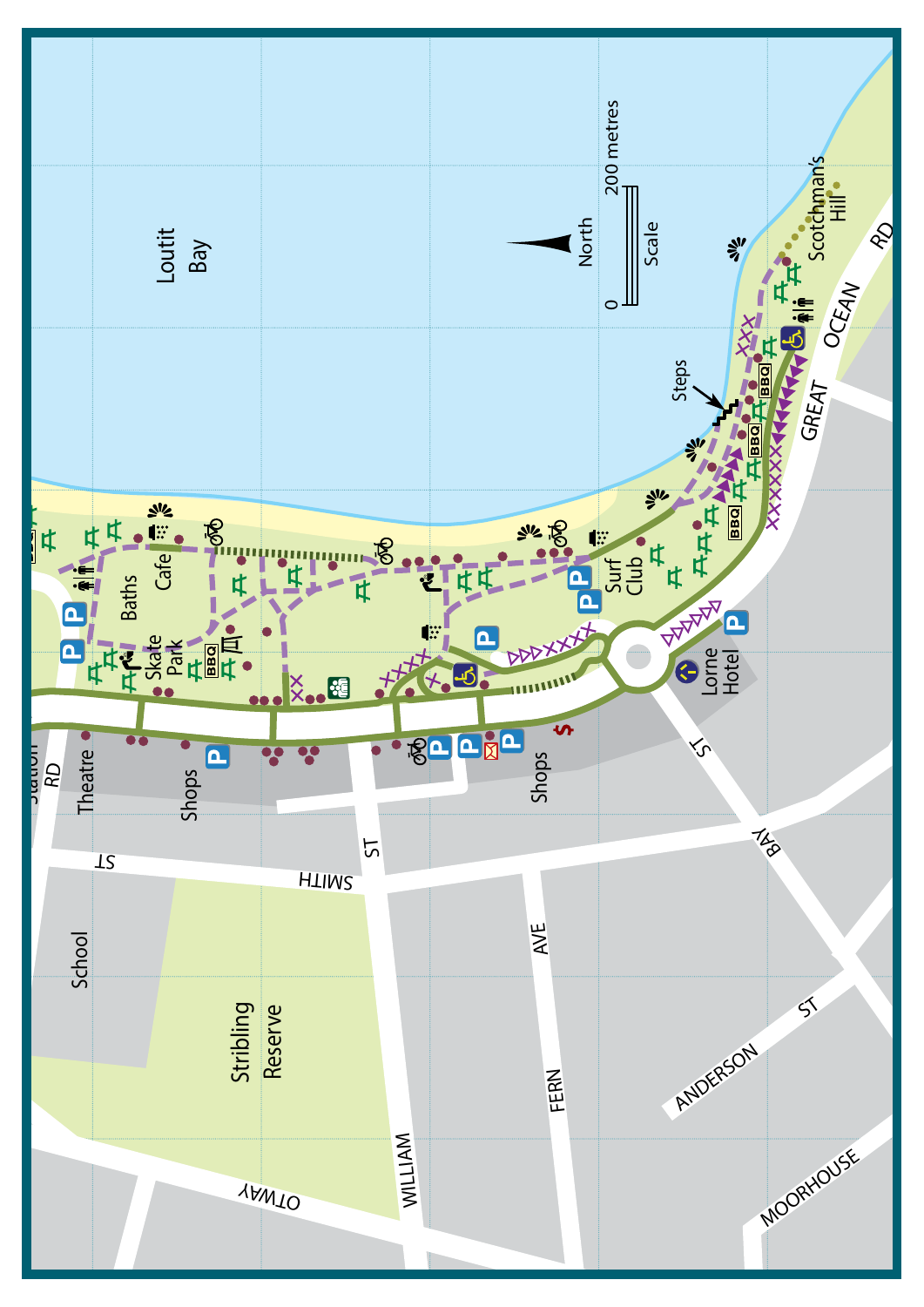Loutit Bay

North

Scale

0 200 metres

Scotchman's Hill

Steps

BBQ

Surf Club

Cafe

Baths

Skate Park

Theatre

Shops

Lorne Hotel

GREAT OCEAN RD

STATION RD

SMITH ST

WILLIAM ST

FERN AVE

BAY ST

ANDERSON ST

MOORHOUSE

OTWAY

School

Stribling Reserve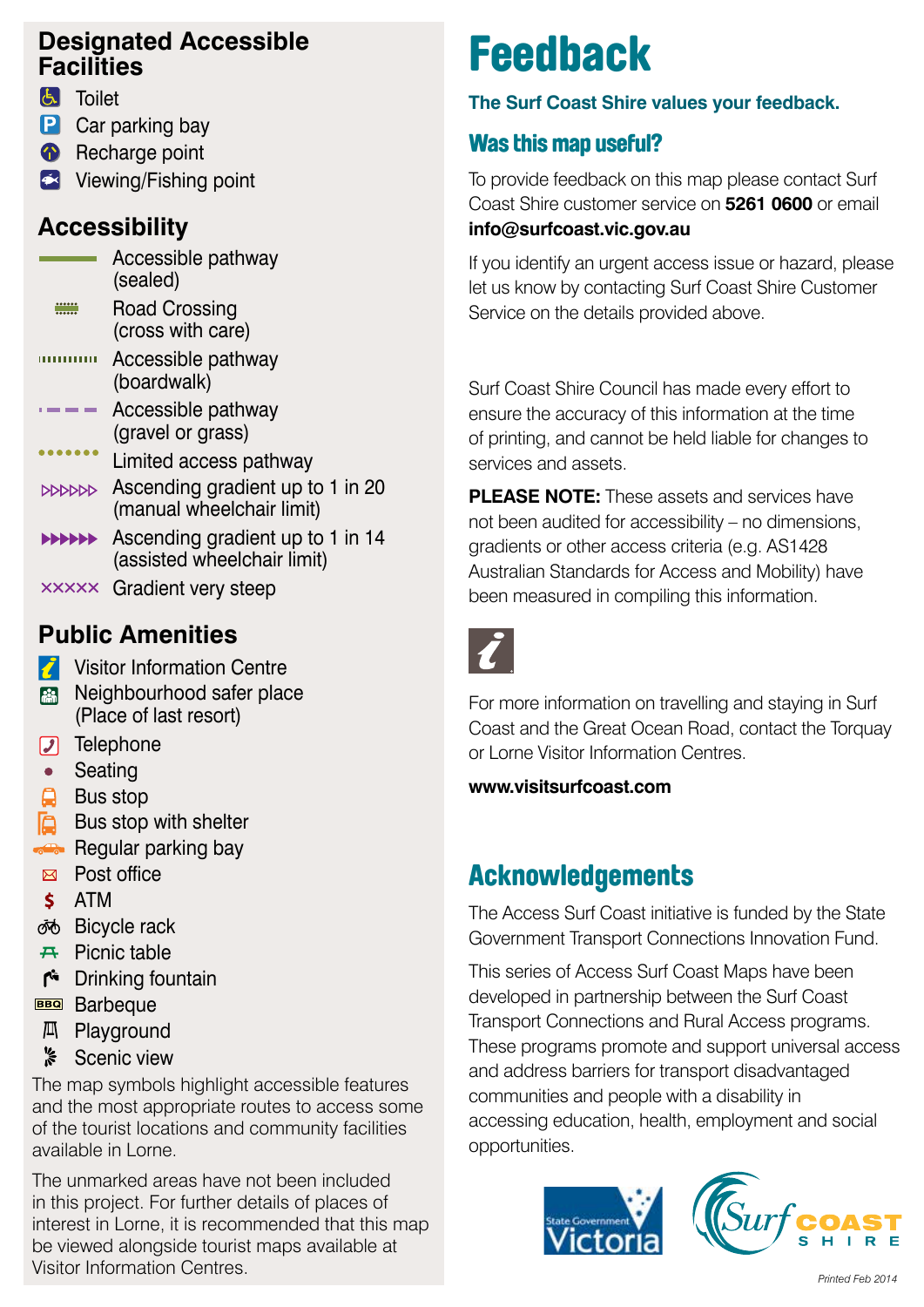## Designated Accessible Facilities

- Toilet
- Car parking bay
- Recharge point
- Viewing/Fishing point

## Accessibility

- Accessible pathway (sealed)
- Road Crossing (cross with care)
- Accessible pathway (boardwalk)
- Accessible pathway (gravel or grass)
- Limited access pathway
- Ascending gradient up to 1 in 20 (manual wheelchair limit)
- Ascending gradient up to 1 in 14 (assisted wheelchair limit)
- Gradient very steep

## Public Amenities

- Visitor Information Centre
- Neighbourhood safer place (Place of last resort)
- Telephone
- Seating
- Bus stop
- Bus stop with shelter
- Regular parking bay
- Post office
- ATM
- Bicycle rack
- Picnic table
- Drinking fountain
- Barbeque
- Playground
- Scenic view

The map symbols highlight accessible features and the most appropriate routes to access some of the tourist locations and community facilities available in Lorne.

The unmarked areas have not been included in this project. For further details of places of interest in Lorne, it is recommended that this map be viewed alongside tourist maps available at Visitor Information Centres.

# Feedback

**The Surf Coast Shire values your feedback.**

## Was this map useful?

To provide feedback on this map please contact Surf Coast Shire customer service on **5261 0600** or email **info@surfcoast.vic.gov.au**

If you identify an urgent access issue or hazard, please let us know by contacting Surf Coast Shire Customer Service on the details provided above.

Surf Coast Shire Council has made every effort to ensure the accuracy of this information at the time of printing, and cannot be held liable for changes to services and assets.

**PLEASE NOTE:** These assets and services have not been audited for accessibility – no dimensions, gradients or other access criteria (e.g. AS1428 Australian Standards for Access and Mobility) have been measured in compiling this information.

For more information on travelling and staying in Surf Coast and the Great Ocean Road, contact the Torquay or Lorne Visitor Information Centres.

**www.visitsurfcoast.com**

## Acknowledgements

The Access Surf Coast initiative is funded by the State Government Transport Connections Innovation Fund.

This series of Access Surf Coast Maps have been developed in partnership between the Surf Coast Transport Connections and Rural Access programs. These programs promote and support universal access and address barriers for transport disadvantaged communities and people with a disability in accessing education, health, employment and social opportunities.

State Government Victoria

Surf Coast Shire

*Printed Feb 2014*